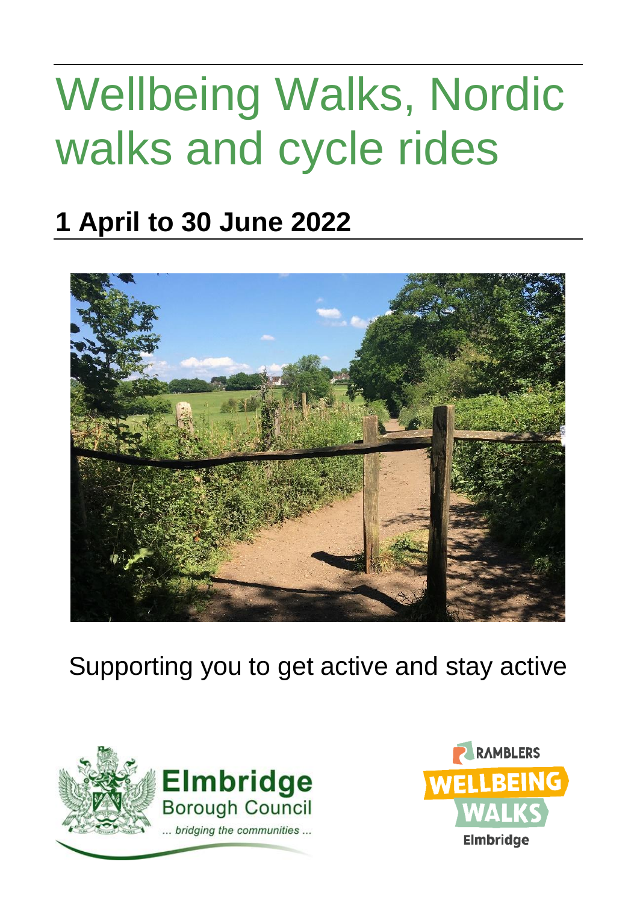# Wellbeing Walks, Nordic walks and cycle rides

## 1 April to 30 June 2022

Supporting you to get active and stay active

Elmbridge Borough Council

*... bridging the communities ...*

RAMBLERS WELLBEING WALKS Elmbridge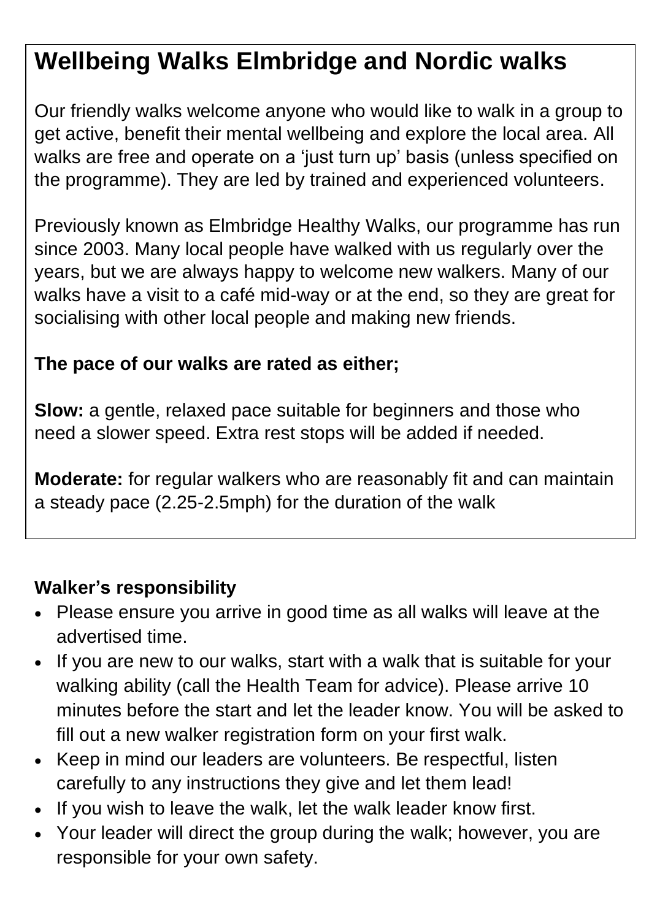# Wellbeing Walks Elmbridge and Nordic walks

Our friendly walks welcome anyone who would like to walk in a group to get active, benefit their mental wellbeing and explore the local area. All walks are free and operate on a 'just turn up' basis (unless specified on the programme). They are led by trained and experienced volunteers.

Previously known as Elmbridge Healthy Walks, our programme has run since 2003. Many local people have walked with us regularly over the years, but we are always happy to welcome new walkers. Many of our walks have a visit to a café mid-way or at the end, so they are great for socialising with other local people and making new friends.

**The pace of our walks are rated as either;**

**Slow:** a gentle, relaxed pace suitable for beginners and those who need a slower speed. Extra rest stops will be added if needed.

**Moderate:** for regular walkers who are reasonably fit and can maintain a steady pace (2.25-2.5mph) for the duration of the walk

## Walker's responsibility

- Please ensure you arrive in good time as all walks will leave at the advertised time.
- If you are new to our walks, start with a walk that is suitable for your walking ability (call the Health Team for advice). Please arrive 10 minutes before the start and let the leader know. You will be asked to fill out a new walker registration form on your first walk.
- Keep in mind our leaders are volunteers. Be respectful, listen carefully to any instructions they give and let them lead!
- If you wish to leave the walk, let the walk leader know first.
- Your leader will direct the group during the walk; however, you are responsible for your own safety.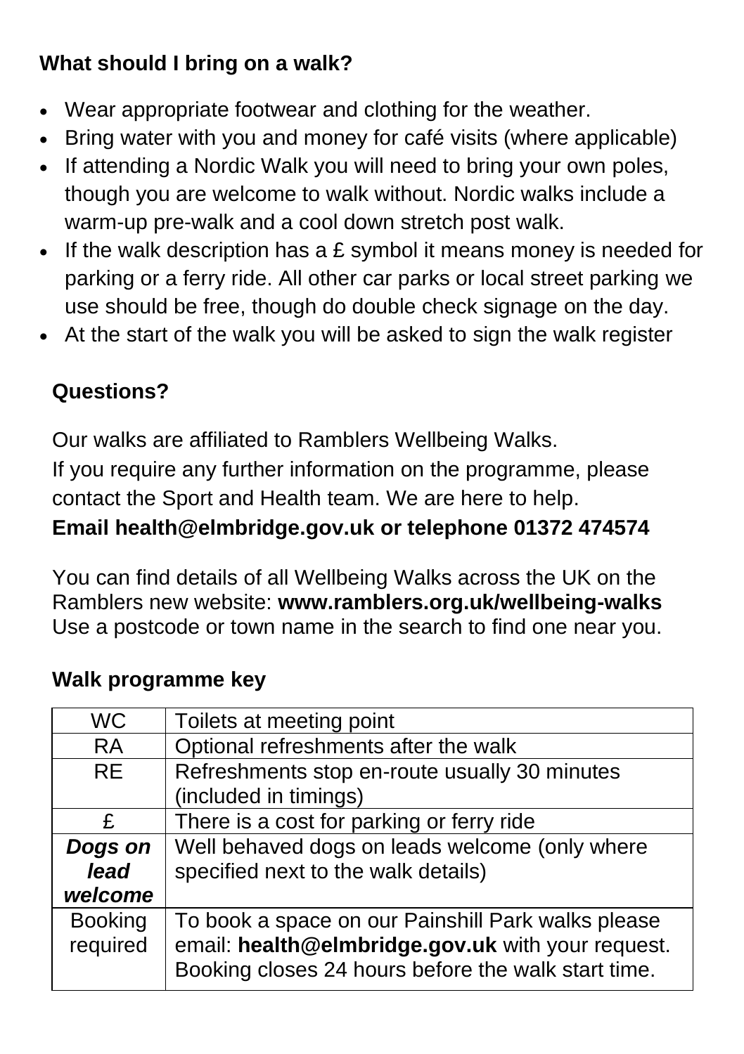## What should I bring on a walk?

- Wear appropriate footwear and clothing for the weather.
- Bring water with you and money for café visits (where applicable)
- If attending a Nordic Walk you will need to bring your own poles, though you are welcome to walk without. Nordic walks include a warm-up pre-walk and a cool down stretch post walk.
- If the walk description has a £ symbol it means money is needed for parking or a ferry ride. All other car parks or local street parking we use should be free, though do double check signage on the day.
- At the start of the walk you will be asked to sign the walk register

## Questions?

Our walks are affiliated to Ramblers Wellbeing Walks.
If you require any further information on the programme, please contact the Sport and Health team. We are here to help.
**Email health@elmbridge.gov.uk or telephone 01372 474574**

You can find details of all Wellbeing Walks across the UK on the Ramblers new website: **www.ramblers.org.uk/wellbeing-walks**
Use a postcode or town name in the search to find one near you.

## Walk programme key

| | |
|---|---|
| WC | Toilets at meeting point |
| RA | Optional refreshments after the walk |
| RE | Refreshments stop en-route usually 30 minutes (included in timings) |
| £ | There is a cost for parking or ferry ride |
| ***Dogs on lead welcome*** | Well behaved dogs on leads welcome (only where specified next to the walk details) |
| Booking required | To book a space on our Painshill Park walks please email: **health@elmbridge.gov.uk** with your request. Booking closes 24 hours before the walk start time. |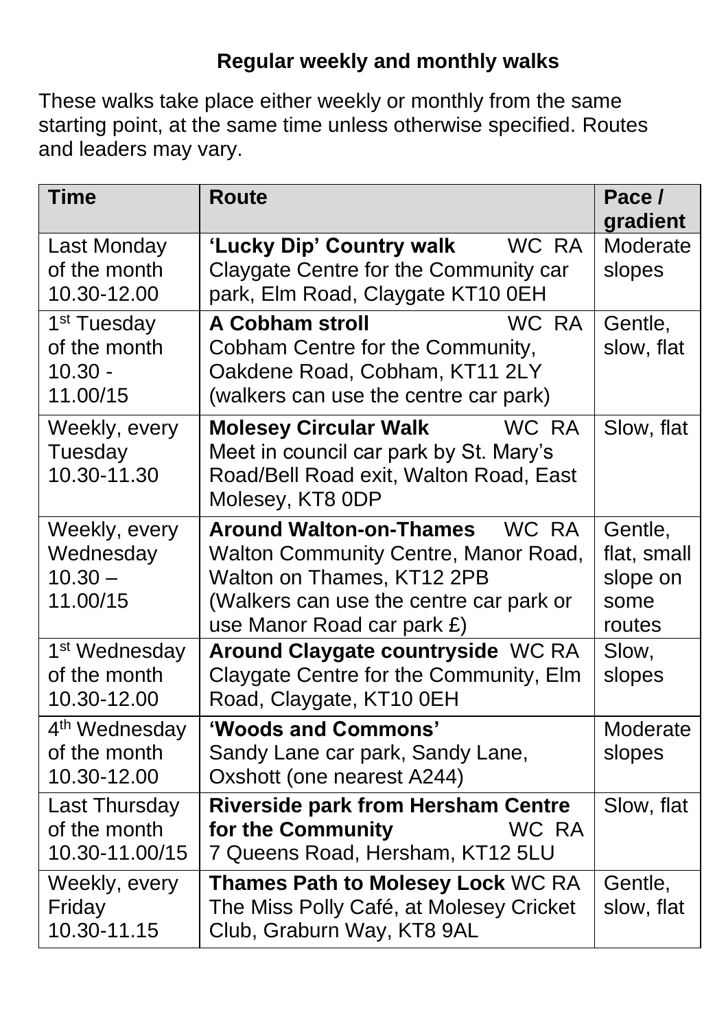## Regular weekly and monthly walks

These walks take place either weekly or monthly from the same starting point, at the same time unless otherwise specified. Routes and leaders may vary.

| Time | Route | Pace / gradient |
| --- | --- | --- |
| Last Monday of the month 10.30-12.00 | **'Lucky Dip' Country walk** WC RA Claygate Centre for the Community car park, Elm Road, Claygate KT10 0EH | Moderate slopes |
| 1st Tuesday of the month 10.30 - 11.00/15 | **A Cobham stroll** WC RA Cobham Centre for the Community, Oakdene Road, Cobham, KT11 2LY (walkers can use the centre car park) | Gentle, slow, flat |
| Weekly, every Tuesday 10.30-11.30 | **Molesey Circular Walk** WC RA Meet in council car park by St. Mary's Road/Bell Road exit, Walton Road, East Molesey, KT8 0DP | Slow, flat |
| Weekly, every Wednesday 10.30 – 11.00/15 | **Around Walton-on-Thames** WC RA Walton Community Centre, Manor Road, Walton on Thames, KT12 2PB (Walkers can use the centre car park or use Manor Road car park £) | Gentle, flat, small slope on some routes |
| 1st Wednesday of the month 10.30-12.00 | **Around Claygate countryside** WC RA Claygate Centre for the Community, Elm Road, Claygate, KT10 0EH | Slow, slopes |
| 4th Wednesday of the month 10.30-12.00 | **'Woods and Commons'** Sandy Lane car park, Sandy Lane, Oxshott (one nearest A244) | Moderate slopes |
| Last Thursday of the month 10.30-11.00/15 | **Riverside park from Hersham Centre for the Community** WC RA 7 Queens Road, Hersham, KT12 5LU | Slow, flat |
| Weekly, every Friday 10.30-11.15 | **Thames Path to Molesey Lock** WC RA The Miss Polly Café, at Molesey Cricket Club, Graburn Way, KT8 9AL | Gentle, slow, flat |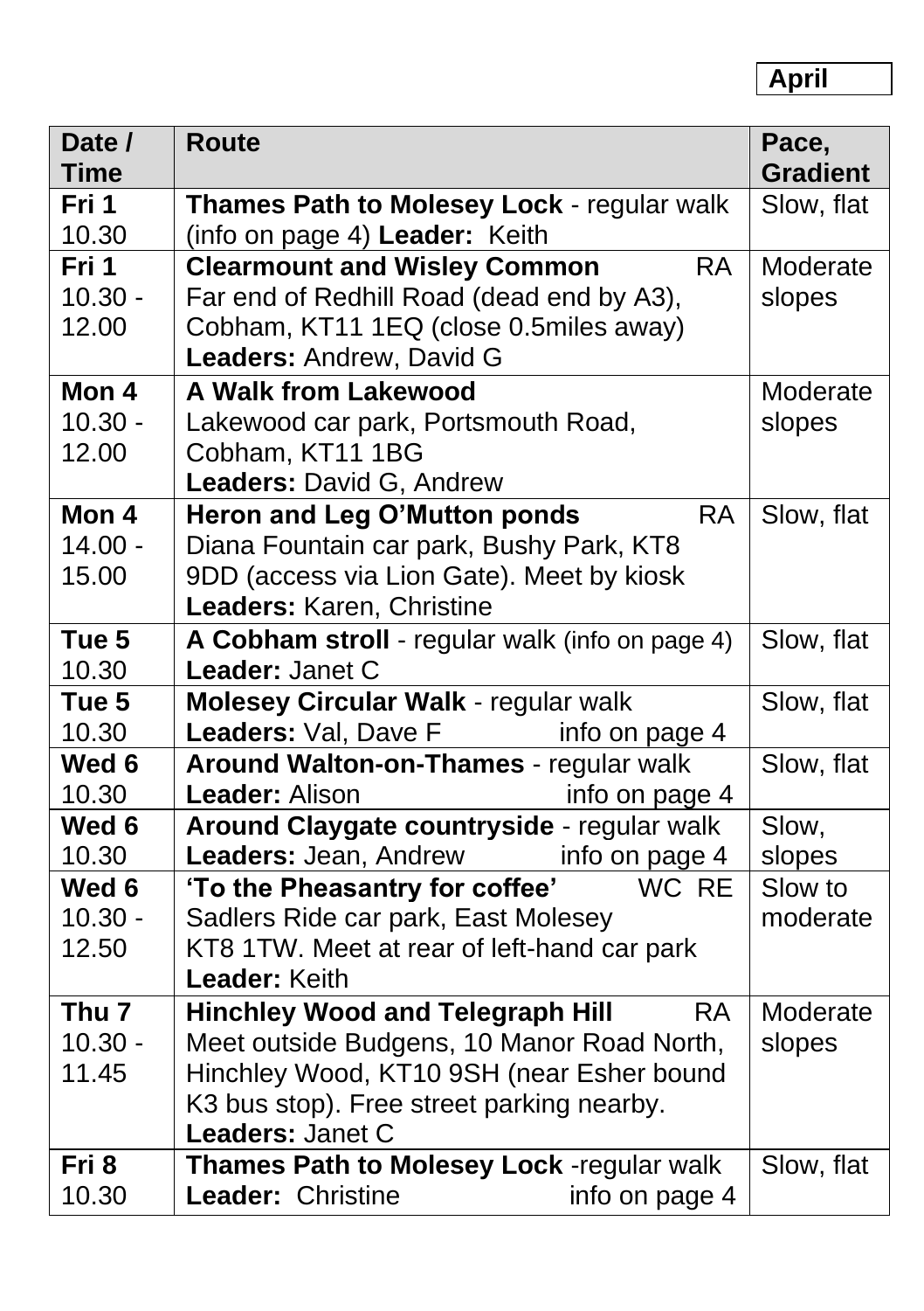**April**

| Date / Time | Route | Pace, Gradient |
|---|---|---|
| **Fri 1** 10.30 | **Thames Path to Molesey Lock** - regular walk (info on page 4) **Leader:** Keith | Slow, flat |
| **Fri 1** 10.30 - 12.00 | **Clearmount and Wisley Common** RA Far end of Redhill Road (dead end by A3), Cobham, KT11 1EQ (close 0.5miles away) **Leaders:** Andrew, David G | Moderate slopes |
| **Mon 4** 10.30 - 12.00 | **A Walk from Lakewood** Lakewood car park, Portsmouth Road, Cobham, KT11 1BG **Leaders:** David G, Andrew | Moderate slopes |
| **Mon 4** 14.00 - 15.00 | **Heron and Leg O'Mutton ponds** RA Diana Fountain car park, Bushy Park, KT8 9DD (access via Lion Gate). Meet by kiosk **Leaders:** Karen, Christine | Slow, flat |
| **Tue 5** 10.30 | **A Cobham stroll** - regular walk (info on page 4) **Leader:** Janet C | Slow, flat |
| **Tue 5** 10.30 | **Molesey Circular Walk** - regular walk **Leaders:** Val, Dave F info on page 4 | Slow, flat |
| **Wed 6** 10.30 | **Around Walton-on-Thames** - regular walk **Leader:** Alison info on page 4 | Slow, flat |
| **Wed 6** 10.30 | **Around Claygate countryside** - regular walk **Leaders:** Jean, Andrew info on page 4 | Slow, slopes |
| **Wed 6** 10.30 - 12.50 | **'To the Pheasantry for coffee'** WC RE Sadlers Ride car park, East Molesey KT8 1TW. Meet at rear of left-hand car park **Leader:** Keith | Slow to moderate |
| **Thu 7** 10.30 - 11.45 | **Hinchley Wood and Telegraph Hill** RA Meet outside Budgens, 10 Manor Road North, Hinchley Wood, KT10 9SH (near Esher bound K3 bus stop). Free street parking nearby. **Leaders:** Janet C | Moderate slopes |
| **Fri 8** 10.30 | **Thames Path to Molesey Lock** -regular walk **Leader:** Christine info on page 4 | Slow, flat |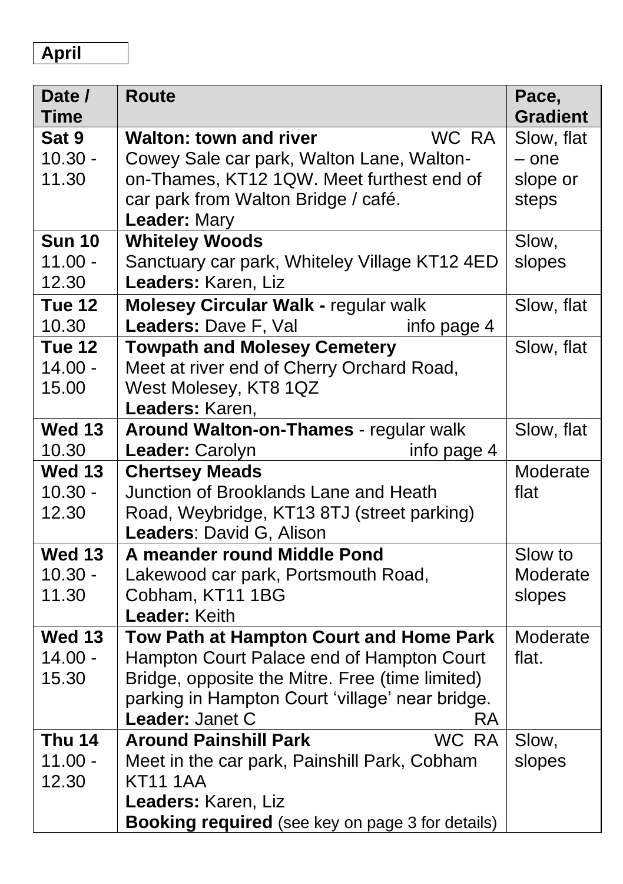**April**

| Date / Time | Route | Pace, Gradient |
|---|---|---|
| **Sat 9** 10.30 - 11.30 | **Walton: town and river** WC RA Cowey Sale car park, Walton Lane, Walton-on-Thames, KT12 1QW. Meet furthest end of car park from Walton Bridge / café. **Leader:** Mary | Slow, flat – one slope or steps |
| **Sun 10** 11.00 - 12.30 | **Whiteley Woods** Sanctuary car park, Whiteley Village KT12 4ED **Leaders:** Karen, Liz | Slow, slopes |
| **Tue 12** 10.30 | **Molesey Circular Walk -** regular walk **Leaders:** Dave F, Val info page 4 | Slow, flat |
| **Tue 12** 14.00 - 15.00 | **Towpath and Molesey Cemetery** Meet at river end of Cherry Orchard Road, West Molesey, KT8 1QZ **Leaders:** Karen, | Slow, flat |
| **Wed 13** 10.30 | **Around Walton-on-Thames** - regular walk **Leader:** Carolyn info page 4 | Slow, flat |
| **Wed 13** 10.30 - 12.30 | **Chertsey Meads** Junction of Brooklands Lane and Heath Road, Weybridge, KT13 8TJ (street parking) **Leaders**: David G, Alison | Moderate flat |
| **Wed 13** 10.30 - 11.30 | **A meander round Middle Pond** Lakewood car park, Portsmouth Road, Cobham, KT11 1BG **Leader:** Keith | Slow to Moderate slopes |
| **Wed 13** 14.00 - 15.30 | **Tow Path at Hampton Court and Home Park** Hampton Court Palace end of Hampton Court Bridge, opposite the Mitre. Free (time limited) parking in Hampton Court 'village' near bridge. **Leader:** Janet C RA | Moderate flat. |
| **Thu 14** 11.00 - 12.30 | **Around Painshill Park** WC RA Meet in the car park, Painshill Park, Cobham KT11 1AA **Leaders:** Karen, Liz **Booking required** (see key on page 3 for details) | Slow, slopes |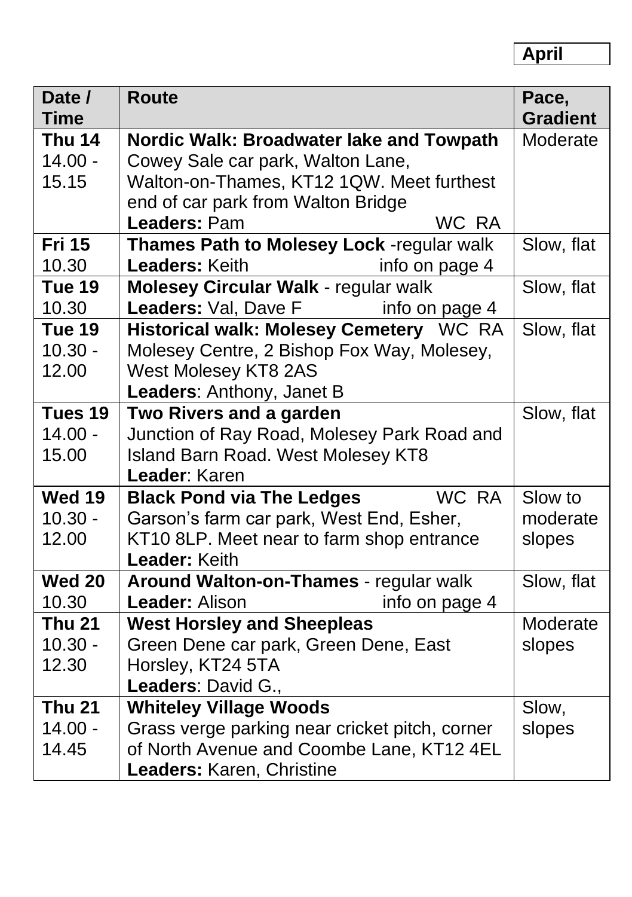**April**

| Date / Time | Route | Pace, Gradient |
|---|---|---|
| **Thu 14** 14.00 - 15.15 | **Nordic Walk: Broadwater lake and Towpath** Cowey Sale car park, Walton Lane, Walton-on-Thames, KT12 1QW. Meet furthest end of car park from Walton Bridge **Leaders:** Pam WC RA | Moderate |
| **Fri 15** 10.30 | **Thames Path to Molesey Lock** -regular walk **Leaders:** Keith info on page 4 | Slow, flat |
| **Tue 19** 10.30 | **Molesey Circular Walk** - regular walk **Leaders:** Val, Dave F info on page 4 | Slow, flat |
| **Tue 19** 10.30 - 12.00 | **Historical walk: Molesey Cemetery** WC RA Molesey Centre, 2 Bishop Fox Way, Molesey, West Molesey KT8 2AS **Leaders**: Anthony, Janet B | Slow, flat |
| **Tues 19** 14.00 - 15.00 | **Two Rivers and a garden** Junction of Ray Road, Molesey Park Road and Island Barn Road. West Molesey KT8 **Leader**: Karen | Slow, flat |
| **Wed 19** 10.30 - 12.00 | **Black Pond via The Ledges** WC RA Garson's farm car park, West End, Esher, KT10 8LP. Meet near to farm shop entrance **Leader:** Keith | Slow to moderate slopes |
| **Wed 20** 10.30 | **Around Walton-on-Thames** - regular walk **Leader:** Alison info on page 4 | Slow, flat |
| **Thu 21** 10.30 - 12.30 | **West Horsley and Sheepleas** Green Dene car park, Green Dene, East Horsley, KT24 5TA **Leaders**: David G., | Moderate slopes |
| **Thu 21** 14.00 - 14.45 | **Whiteley Village Woods** Grass verge parking near cricket pitch, corner of North Avenue and Coombe Lane, KT12 4EL **Leaders:** Karen, Christine | Slow, slopes |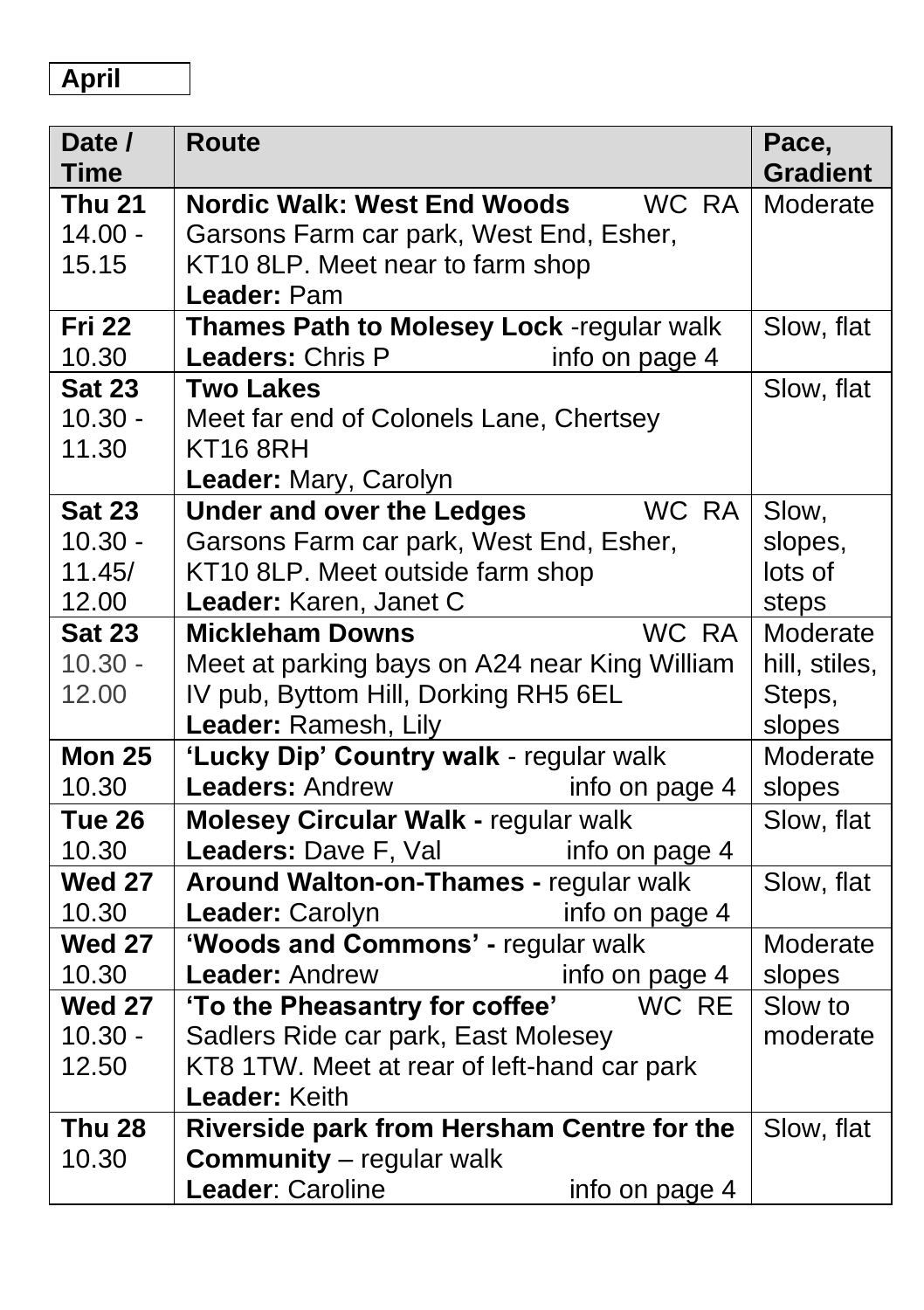**April**

| Date / Time | Route | Pace, Gradient |
|---|---|---|
| **Thu 21** 14.00 - 15.15 | **Nordic Walk: West End Woods** WC RA<br>Garsons Farm car park, West End, Esher, KT10 8LP. Meet near to farm shop<br>**Leader:** Pam | Moderate |
| **Fri 22** 10.30 | **Thames Path to Molesey Lock** -regular walk<br>**Leaders:** Chris P info on page 4 | Slow, flat |
| **Sat 23** 10.30 - 11.30 | **Two Lakes**<br>Meet far end of Colonels Lane, Chertsey KT16 8RH<br>**Leader:** Mary, Carolyn | Slow, flat |
| **Sat 23** 10.30 - 11.45/ 12.00 | **Under and over the Ledges** WC RA<br>Garsons Farm car park, West End, Esher, KT10 8LP. Meet outside farm shop<br>**Leader:** Karen, Janet C | Slow, slopes, lots of steps |
| **Sat 23** 10.30 - 12.00 | **Mickleham Downs** WC RA<br>Meet at parking bays on A24 near King William IV pub, Byttom Hill, Dorking RH5 6EL<br>**Leader:** Ramesh, Lily | Moderate hill, stiles, Steps, slopes |
| **Mon 25** 10.30 | **'Lucky Dip' Country walk** - regular walk<br>**Leaders:** Andrew info on page 4 | Moderate slopes |
| **Tue 26** 10.30 | **Molesey Circular Walk -** regular walk<br>**Leaders:** Dave F, Val info on page 4 | Slow, flat |
| **Wed 27** 10.30 | **Around Walton-on-Thames -** regular walk<br>**Leader:** Carolyn info on page 4 | Slow, flat |
| **Wed 27** 10.30 | **'Woods and Commons' -** regular walk<br>**Leader:** Andrew info on page 4 | Moderate slopes |
| **Wed 27** 10.30 - 12.50 | **'To the Pheasantry for coffee'** WC RE<br>Sadlers Ride car park, East Molesey KT8 1TW. Meet at rear of left-hand car park<br>**Leader:** Keith | Slow to moderate |
| **Thu 28** 10.30 | **Riverside park from Hersham Centre for the Community** – regular walk<br>**Leader**: Caroline info on page 4 | Slow, flat |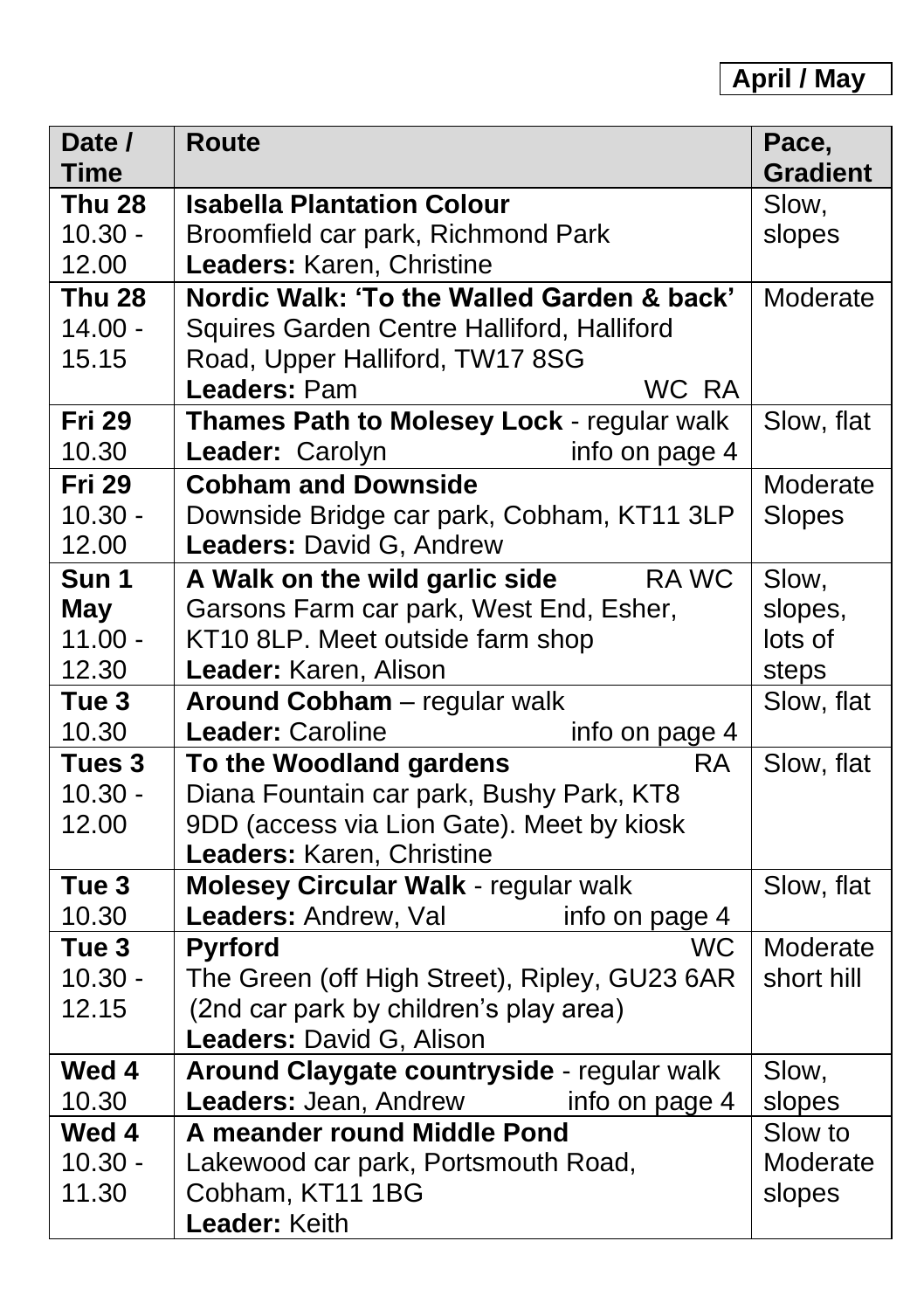**April / May**

| Date / Time | Route | Pace, Gradient |
| --- | --- | --- |
| **Thu 28** 10.30 - 12.00 | **Isabella Plantation Colour** Broomfield car park, Richmond Park **Leaders:** Karen, Christine | Slow, slopes |
| **Thu 28** 14.00 - 15.15 | **Nordic Walk: 'To the Walled Garden & back'** Squires Garden Centre Halliford, Halliford Road, Upper Halliford, TW17 8SG **Leaders:** Pam WC RA | Moderate |
| **Fri 29** 10.30 | **Thames Path to Molesey Lock** - regular walk **Leader:** Carolyn info on page 4 | Slow, flat |
| **Fri 29** 10.30 - 12.00 | **Cobham and Downside** Downside Bridge car park, Cobham, KT11 3LP **Leaders:** David G, Andrew | Moderate Slopes |
| **Sun 1 May** 11.00 - 12.30 | **A Walk on the wild garlic side** RA WC Garsons Farm car park, West End, Esher, KT10 8LP. Meet outside farm shop **Leader:** Karen, Alison | Slow, slopes, lots of steps |
| **Tue 3** 10.30 | **Around Cobham** – regular walk **Leader:** Caroline info on page 4 | Slow, flat |
| **Tues 3** 10.30 - 12.00 | **To the Woodland gardens** RA Diana Fountain car park, Bushy Park, KT8 9DD (access via Lion Gate). Meet by kiosk **Leaders:** Karen, Christine | Slow, flat |
| **Tue 3** 10.30 | **Molesey Circular Walk** - regular walk **Leaders:** Andrew, Val info on page 4 | Slow, flat |
| **Tue 3** 10.30 - 12.15 | **Pyrford** WC The Green (off High Street), Ripley, GU23 6AR (2nd car park by children's play area) **Leaders:** David G, Alison | Moderate short hill |
| **Wed 4** 10.30 | **Around Claygate countryside** - regular walk **Leaders:** Jean, Andrew info on page 4 | Slow, slopes |
| **Wed 4** 10.30 - 11.30 | **A meander round Middle Pond** Lakewood car park, Portsmouth Road, Cobham, KT11 1BG **Leader:** Keith | Slow to Moderate slopes |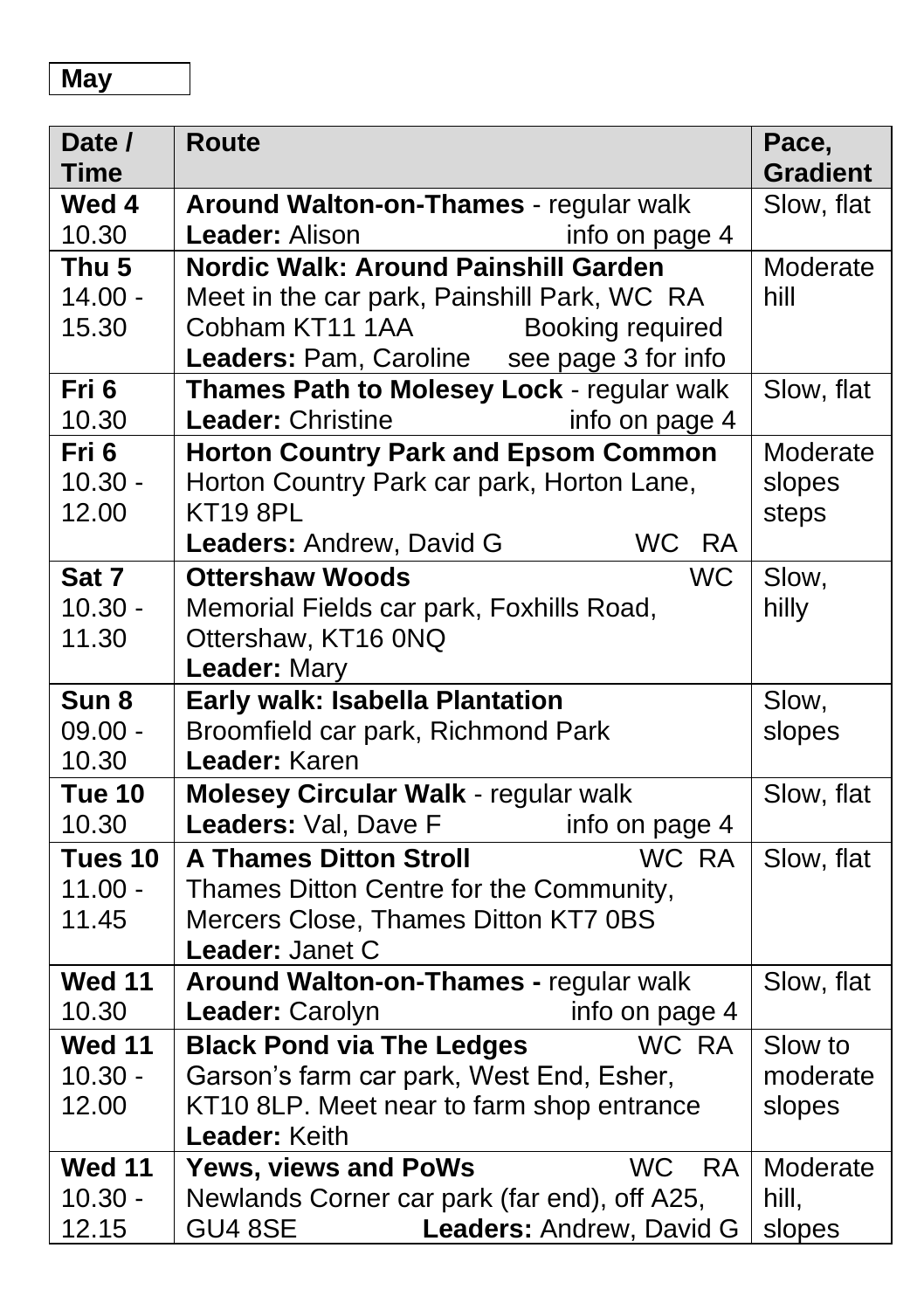**May**

| Date / Time | Route | Pace, Gradient |
|---|---|---|
| **Wed 4** 10.30 | **Around Walton-on-Thames** - regular walk **Leader:** Alison info on page 4 | Slow, flat |
| **Thu 5** 14.00 - 15.30 | **Nordic Walk: Around Painshill Garden** Meet in the car park, Painshill Park, WC RA Cobham KT11 1AA Booking required **Leaders:** Pam, Caroline see page 3 for info | Moderate hill |
| **Fri 6** 10.30 | **Thames Path to Molesey Lock** - regular walk **Leader:** Christine info on page 4 | Slow, flat |
| **Fri 6** 10.30 - 12.00 | **Horton Country Park and Epsom Common** Horton Country Park car park, Horton Lane, KT19 8PL **Leaders:** Andrew, David G WC RA | Moderate slopes steps |
| **Sat 7** 10.30 - 11.30 | **Ottershaw Woods** WC Memorial Fields car park, Foxhills Road, Ottershaw, KT16 0NQ **Leader:** Mary | Slow, hilly |
| **Sun 8** 09.00 - 10.30 | **Early walk: Isabella Plantation** Broomfield car park, Richmond Park **Leader:** Karen | Slow, slopes |
| **Tue 10** 10.30 | **Molesey Circular Walk** - regular walk **Leaders:** Val, Dave F info on page 4 | Slow, flat |
| **Tues 10** 11.00 - 11.45 | **A Thames Ditton Stroll** WC RA Thames Ditton Centre for the Community, Mercers Close, Thames Ditton KT7 0BS **Leader:** Janet C | Slow, flat |
| **Wed 11** 10.30 | **Around Walton-on-Thames -** regular walk **Leader:** Carolyn info on page 4 | Slow, flat |
| **Wed 11** 10.30 - 12.00 | **Black Pond via The Ledges** WC RA Garson's farm car park, West End, Esher, KT10 8LP. Meet near to farm shop entrance **Leader:** Keith | Slow to moderate slopes |
| **Wed 11** 10.30 - 12.15 | **Yews, views and PoWs** WC RA Newlands Corner car park (far end), off A25, GU4 8SE **Leaders:** Andrew, David G | Moderate hill, slopes |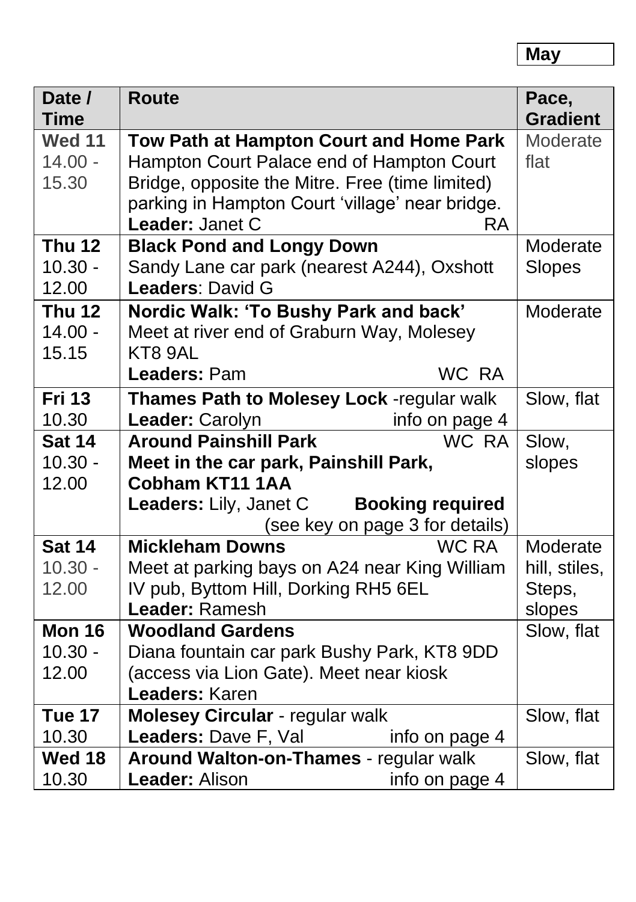**May**

| Date / Time | Route | Pace, Gradient |
|---|---|---|
| **Wed 11** 14.00 - 15.30 | **Tow Path at Hampton Court and Home Park** Hampton Court Palace end of Hampton Court Bridge, opposite the Mitre. Free (time limited) parking in Hampton Court 'village' near bridge. **Leader:** Janet C RA | Moderate flat |
| **Thu 12** 10.30 - 12.00 | **Black Pond and Longy Down** Sandy Lane car park (nearest A244), Oxshott **Leaders**: David G | Moderate Slopes |
| **Thu 12** 14.00 - 15.15 | **Nordic Walk: 'To Bushy Park and back'** Meet at river end of Graburn Way, Molesey KT8 9AL **Leaders:** Pam WC RA | Moderate |
| **Fri 13** 10.30 | **Thames Path to Molesey Lock** -regular walk **Leader:** Carolyn info on page 4 | Slow, flat |
| **Sat 14** 10.30 - 12.00 | **Around Painshill Park** WC RA **Meet in the car park, Painshill Park, Cobham KT11 1AA** **Leaders:** Lily, Janet C **Booking required** (see key on page 3 for details) | Slow, slopes |
| **Sat 14** 10.30 - 12.00 | **Mickleham Downs** WC RA Meet at parking bays on A24 near King William IV pub, Byttom Hill, Dorking RH5 6EL **Leader:** Ramesh | Moderate hill, stiles, Steps, slopes |
| **Mon 16** 10.30 - 12.00 | **Woodland Gardens** Diana fountain car park Bushy Park, KT8 9DD (access via Lion Gate). Meet near kiosk **Leaders:** Karen | Slow, flat |
| **Tue 17** 10.30 | **Molesey Circular** - regular walk **Leaders:** Dave F, Val info on page 4 | Slow, flat |
| **Wed 18** 10.30 | **Around Walton-on-Thames** - regular walk **Leader:** Alison info on page 4 | Slow, flat |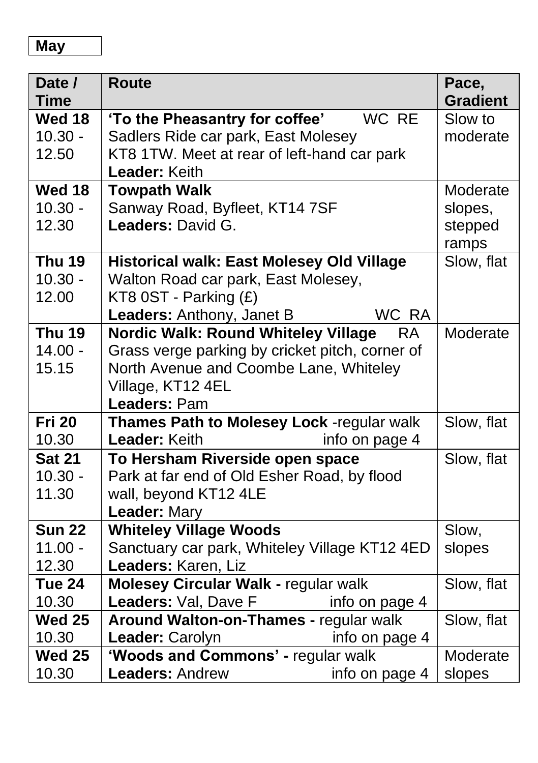**May**

| Date / Time | Route | Pace, Gradient |
| --- | --- | --- |
| **Wed 18** 10.30 - 12.50 | **'To the Pheasantry for coffee'** WC RE Sadlers Ride car park, East Molesey KT8 1TW. Meet at rear of left-hand car park **Leader:** Keith | Slow to moderate |
| **Wed 18** 10.30 - 12.30 | **Towpath Walk** Sanway Road, Byfleet, KT14 7SF **Leaders:** David G. | Moderate slopes, stepped ramps |
| **Thu 19** 10.30 - 12.00 | **Historical walk: East Molesey Old Village** Walton Road car park, East Molesey, KT8 0ST - Parking (£) **Leaders:** Anthony, Janet B WC RA | Slow, flat |
| **Thu 19** 14.00 - 15.15 | **Nordic Walk: Round Whiteley Village** RA Grass verge parking by cricket pitch, corner of North Avenue and Coombe Lane, Whiteley Village, KT12 4EL **Leaders:** Pam | Moderate |
| **Fri 20** 10.30 | **Thames Path to Molesey Lock** -regular walk **Leader:** Keith info on page 4 | Slow, flat |
| **Sat 21** 10.30 - 11.30 | **To Hersham Riverside open space** Park at far end of Old Esher Road, by flood wall, beyond KT12 4LE **Leader:** Mary | Slow, flat |
| **Sun 22** 11.00 - 12.30 | **Whiteley Village Woods** Sanctuary car park, Whiteley Village KT12 4ED **Leaders:** Karen, Liz | Slow, slopes |
| **Tue 24** 10.30 | **Molesey Circular Walk -** regular walk **Leaders:** Val, Dave F info on page 4 | Slow, flat |
| **Wed 25** 10.30 | **Around Walton-on-Thames -** regular walk **Leader:** Carolyn info on page 4 | Slow, flat |
| **Wed 25** 10.30 | **'Woods and Commons' -** regular walk **Leaders:** Andrew info on page 4 | Moderate slopes |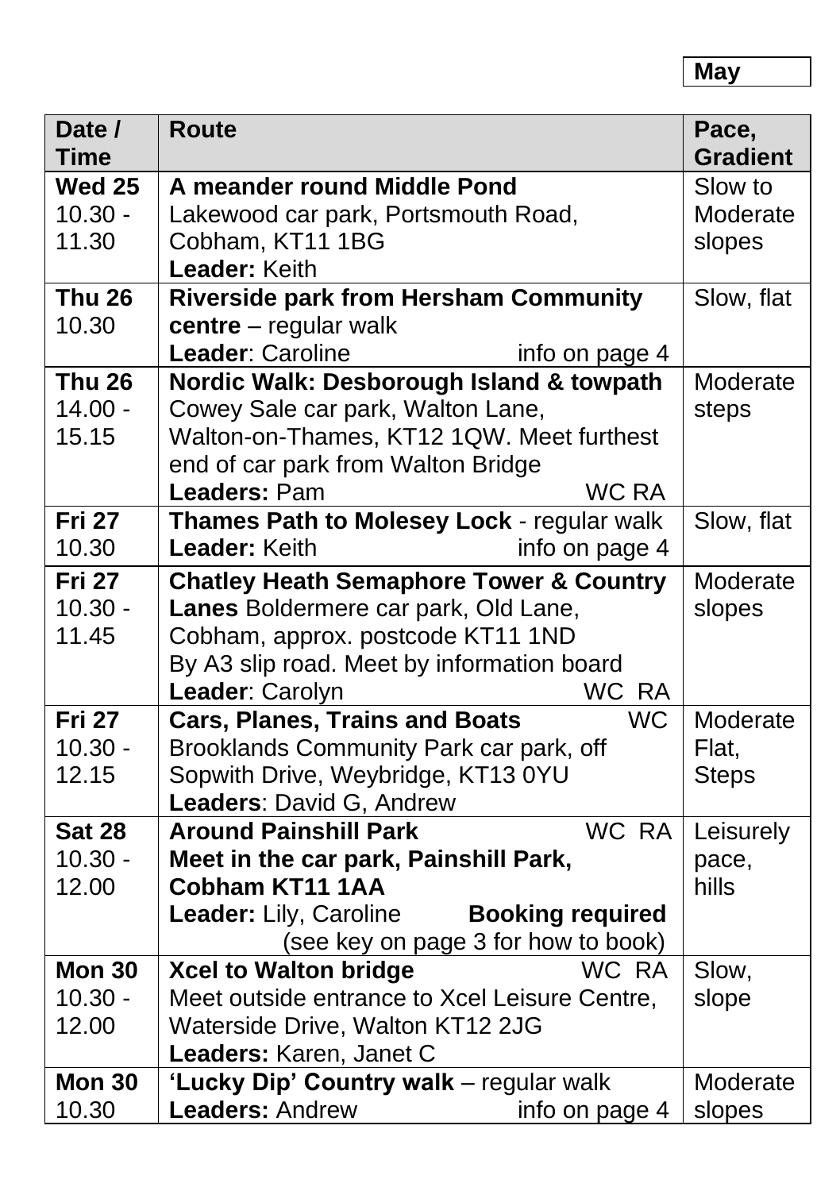**May**

| Date / Time | Route | Pace, Gradient |
|---|---|---|
| **Wed 25** 10.30 - 11.30 | **A meander round Middle Pond** Lakewood car park, Portsmouth Road, Cobham, KT11 1BG **Leader:** Keith | Slow to Moderate slopes |
| **Thu 26** 10.30 | **Riverside park from Hersham Community centre** – regular walk **Leader**: Caroline info on page 4 | Slow, flat |
| **Thu 26** 14.00 - 15.15 | **Nordic Walk: Desborough Island & towpath** Cowey Sale car park, Walton Lane, Walton-on-Thames, KT12 1QW. Meet furthest end of car park from Walton Bridge **Leaders:** Pam WC RA | Moderate steps |
| **Fri 27** 10.30 | **Thames Path to Molesey Lock** - regular walk **Leader:** Keith info on page 4 | Slow, flat |
| **Fri 27** 10.30 - 11.45 | **Chatley Heath Semaphore Tower & Country Lanes** Boldermere car park, Old Lane, Cobham, approx. postcode KT11 1ND By A3 slip road. Meet by information board **Leader**: Carolyn WC RA | Moderate slopes |
| **Fri 27** 10.30 - 12.15 | **Cars, Planes, Trains and Boats** WC Brooklands Community Park car park, off Sopwith Drive, Weybridge, KT13 0YU **Leaders**: David G, Andrew | Moderate Flat, Steps |
| **Sat 28** 10.30 - 12.00 | **Around Painshill Park** WC RA **Meet in the car park, Painshill Park, Cobham KT11 1AA** **Leader:** Lily, Caroline **Booking required** (see key on page 3 for how to book) | Leisurely pace, hills |
| **Mon 30** 10.30 - 12.00 | **Xcel to Walton bridge** WC RA Meet outside entrance to Xcel Leisure Centre, Waterside Drive, Walton KT12 2JG **Leaders:** Karen, Janet C | Slow, slope |
| **Mon 30** 10.30 | **'Lucky Dip' Country walk** – regular walk **Leaders:** Andrew info on page 4 | Moderate slopes |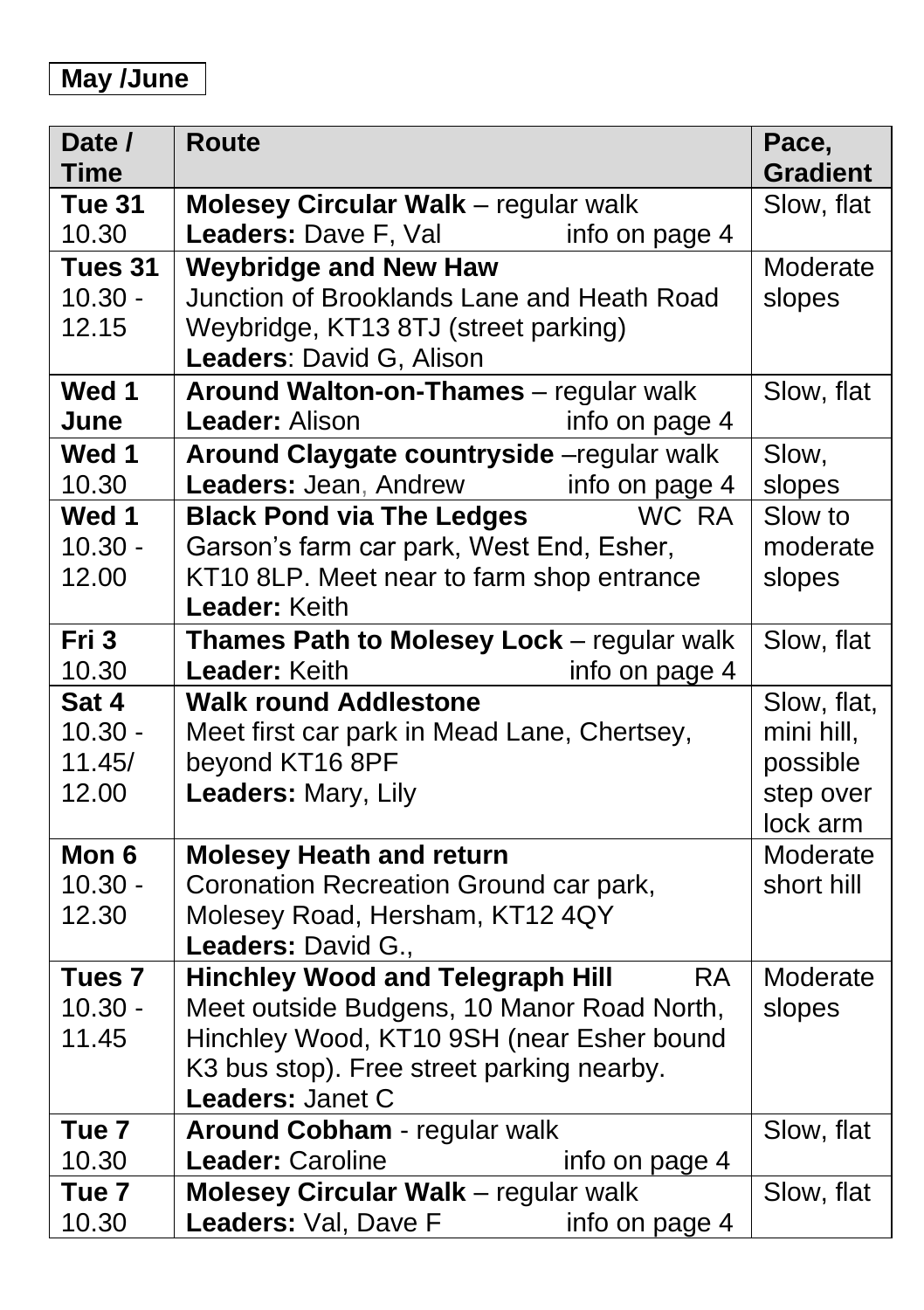**May /June**

| Date / Time | Route | Pace, Gradient |
|---|---|---|
| **Tue 31** 10.30 | **Molesey Circular Walk** – regular walk<br>**Leaders:** Dave F, Val info on page 4 | Slow, flat |
| **Tues 31** 10.30 - 12.15 | **Weybridge and New Haw**<br>Junction of Brooklands Lane and Heath Road Weybridge, KT13 8TJ (street parking)<br>**Leaders**: David G, Alison | Moderate slopes |
| **Wed 1 June** | **Around Walton-on-Thames** – regular walk<br>**Leader:** Alison info on page 4 | Slow, flat |
| **Wed 1** 10.30 | **Around Claygate countryside** –regular walk<br>**Leaders:** Jean, Andrew info on page 4 | Slow, slopes |
| **Wed 1** 10.30 - 12.00 | **Black Pond via The Ledges** WC RA<br>Garson's farm car park, West End, Esher, KT10 8LP. Meet near to farm shop entrance<br>**Leader:** Keith | Slow to moderate slopes |
| **Fri 3** 10.30 | **Thames Path to Molesey Lock** – regular walk<br>**Leader:** Keith info on page 4 | Slow, flat |
| **Sat 4** 10.30 - 11.45/ 12.00 | **Walk round Addlestone**<br>Meet first car park in Mead Lane, Chertsey, beyond KT16 8PF<br>**Leaders:** Mary, Lily | Slow, flat, mini hill, possible step over lock arm |
| **Mon 6** 10.30 - 12.30 | **Molesey Heath and return**<br>Coronation Recreation Ground car park, Molesey Road, Hersham, KT12 4QY<br>**Leaders:** David G., | Moderate short hill |
| **Tues 7** 10.30 - 11.45 | **Hinchley Wood and Telegraph Hill** RA<br>Meet outside Budgens, 10 Manor Road North, Hinchley Wood, KT10 9SH (near Esher bound K3 bus stop). Free street parking nearby.<br>**Leaders:** Janet C | Moderate slopes |
| **Tue 7** 10.30 | **Around Cobham** - regular walk<br>**Leader:** Caroline info on page 4 | Slow, flat |
| **Tue 7** 10.30 | **Molesey Circular Walk** – regular walk<br>**Leaders:** Val, Dave F info on page 4 | Slow, flat |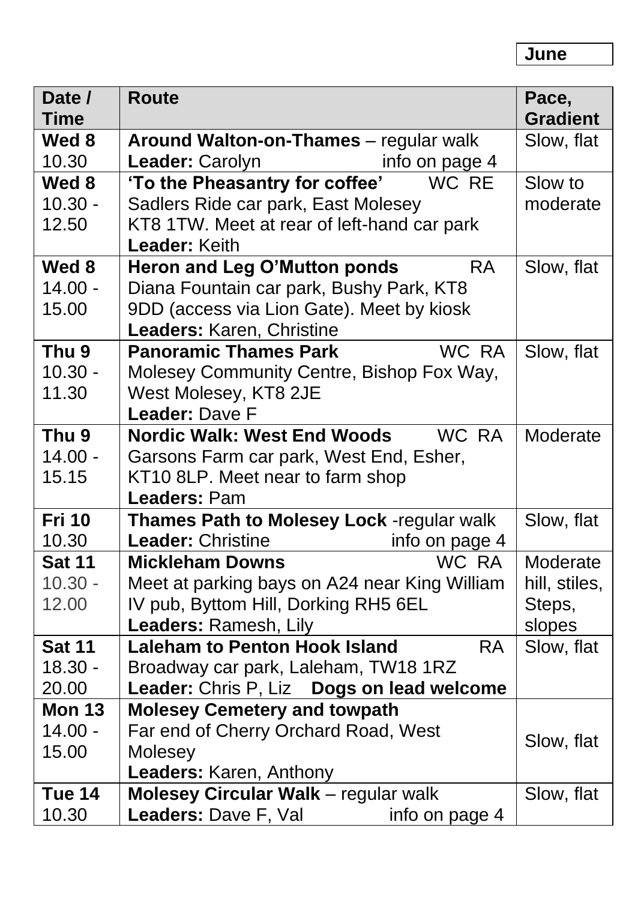**June**

| Date / Time | Route | Pace, Gradient |
|---|---|---|
| **Wed 8** 10.30 | **Around Walton-on-Thames** – regular walk **Leader:** Carolyn info on page 4 | Slow, flat |
| **Wed 8** 10.30 - 12.50 | **'To the Pheasantry for coffee'** WC RE Sadlers Ride car park, East Molesey KT8 1TW. Meet at rear of left-hand car park **Leader:** Keith | Slow to moderate |
| **Wed 8** 14.00 - 15.00 | **Heron and Leg O'Mutton ponds** RA Diana Fountain car park, Bushy Park, KT8 9DD (access via Lion Gate). Meet by kiosk **Leaders:** Karen, Christine | Slow, flat |
| **Thu 9** 10.30 - 11.30 | **Panoramic Thames Park** WC RA Molesey Community Centre, Bishop Fox Way, West Molesey, KT8 2JE **Leader:** Dave F | Slow, flat |
| **Thu 9** 14.00 - 15.15 | **Nordic Walk: West End Woods** WC RA Garsons Farm car park, West End, Esher, KT10 8LP. Meet near to farm shop **Leaders:** Pam | Moderate |
| **Fri 10** 10.30 | **Thames Path to Molesey Lock** -regular walk **Leader:** Christine info on page 4 | Slow, flat |
| **Sat 11** 10.30 - 12.00 | **Mickleham Downs** WC RA Meet at parking bays on A24 near King William IV pub, Byttom Hill, Dorking RH5 6EL **Leaders:** Ramesh, Lily | Moderate hill, stiles, Steps, slopes |
| **Sat 11** 18.30 - 20.00 | **Laleham to Penton Hook Island** RA Broadway car park, Laleham, TW18 1RZ **Leader:** Chris P, Liz **Dogs on lead welcome** | Slow, flat |
| **Mon 13** 14.00 - 15.00 | **Molesey Cemetery and towpath** Far end of Cherry Orchard Road, West Molesey **Leaders:** Karen, Anthony | Slow, flat |
| **Tue 14** 10.30 | **Molesey Circular Walk** – regular walk **Leaders:** Dave F, Val info on page 4 | Slow, flat |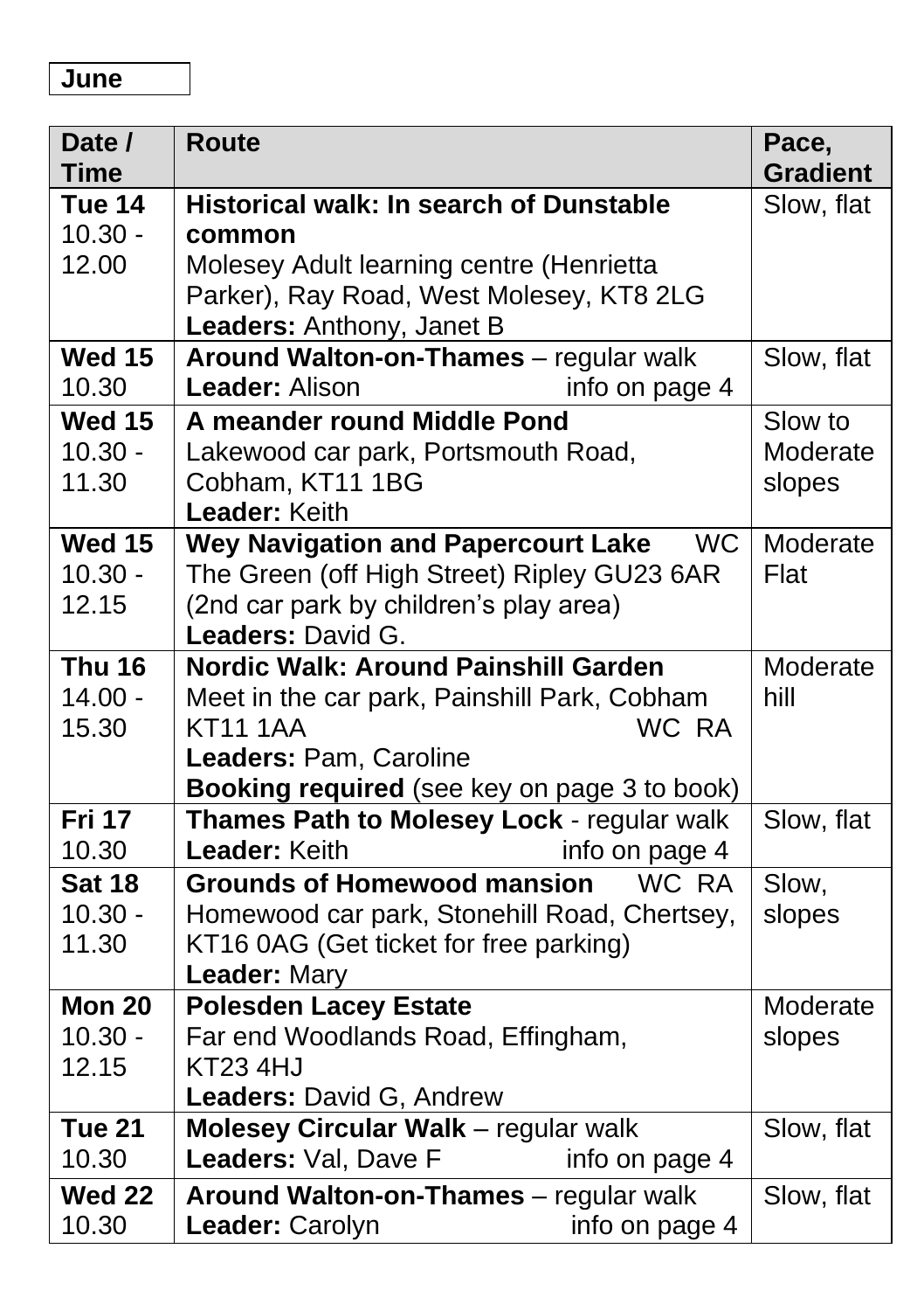**June**

| Date / Time | Route | Pace, Gradient |
|---|---|---|
| **Tue 14** 10.30 - 12.00 | **Historical walk: In search of Dunstable common**<br>Molesey Adult learning centre (Henrietta Parker), Ray Road, West Molesey, KT8 2LG<br>**Leaders:** Anthony, Janet B | Slow, flat |
| **Wed 15** 10.30 | **Around Walton-on-Thames** – regular walk<br>**Leader:** Alison info on page 4 | Slow, flat |
| **Wed 15** 10.30 - 11.30 | **A meander round Middle Pond**<br>Lakewood car park, Portsmouth Road, Cobham, KT11 1BG<br>**Leader:** Keith | Slow to Moderate slopes |
| **Wed 15** 10.30 - 12.15 | **Wey Navigation and Papercourt Lake** WC<br>The Green (off High Street) Ripley GU23 6AR (2nd car park by children's play area)<br>**Leaders:** David G. | Moderate Flat |
| **Thu 16** 14.00 - 15.30 | **Nordic Walk: Around Painshill Garden**<br>Meet in the car park, Painshill Park, Cobham KT11 1AA WC RA<br>**Leaders:** Pam, Caroline<br>**Booking required** (see key on page 3 to book) | Moderate hill |
| **Fri 17** 10.30 | **Thames Path to Molesey Lock** - regular walk<br>**Leader:** Keith info on page 4 | Slow, flat |
| **Sat 18** 10.30 - 11.30 | **Grounds of Homewood mansion** WC RA<br>Homewood car park, Stonehill Road, Chertsey, KT16 0AG (Get ticket for free parking)<br>**Leader:** Mary | Slow, slopes |
| **Mon 20** 10.30 - 12.15 | **Polesden Lacey Estate**<br>Far end Woodlands Road, Effingham, KT23 4HJ<br>**Leaders:** David G, Andrew | Moderate slopes |
| **Tue 21** 10.30 | **Molesey Circular Walk** – regular walk<br>**Leaders:** Val, Dave F info on page 4 | Slow, flat |
| **Wed 22** 10.30 | **Around Walton-on-Thames** – regular walk<br>**Leader:** Carolyn info on page 4 | Slow, flat |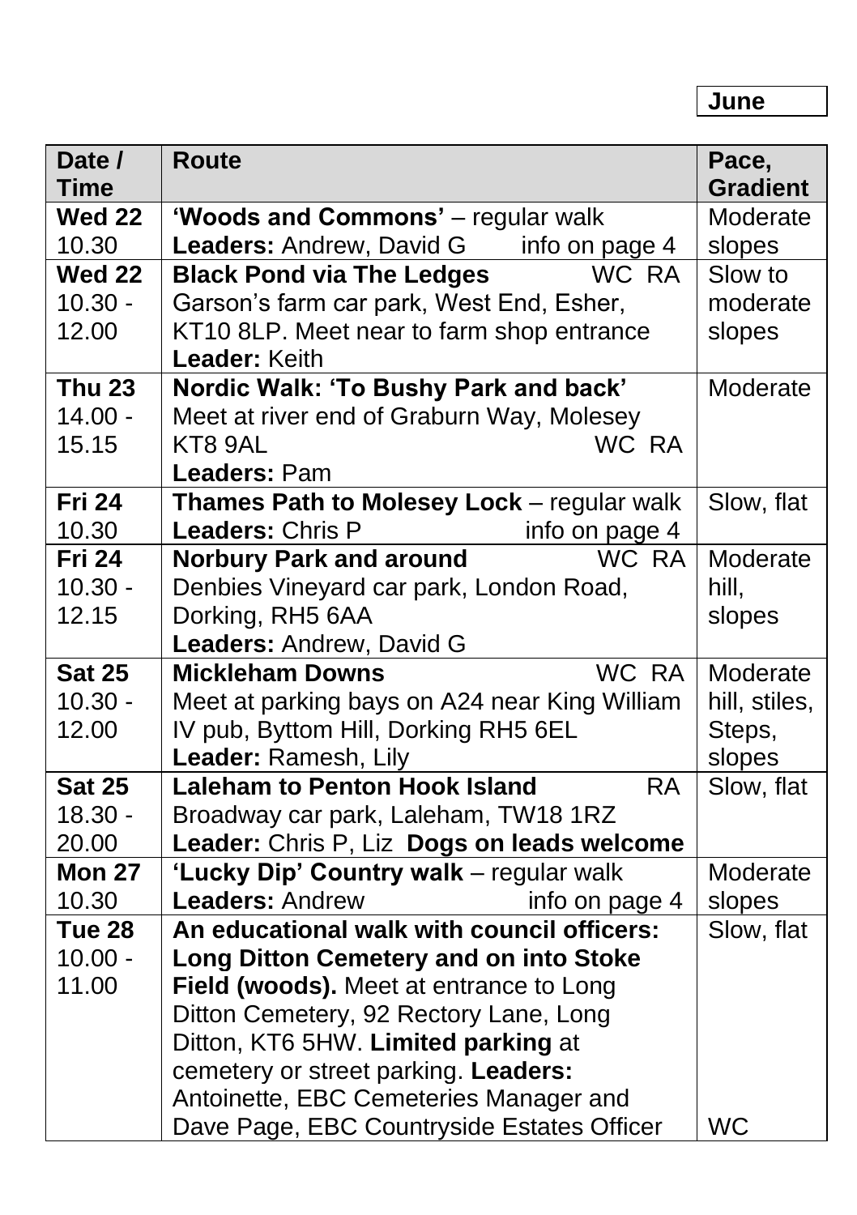**June**

| Date / Time | Route | Pace, Gradient |
|---|---|---|
| **Wed 22** 10.30 | **'Woods and Commons'** – regular walk **Leaders:** Andrew, David G info on page 4 | Moderate slopes |
| **Wed 22** 10.30 - 12.00 | **Black Pond via The Ledges** WC RA Garson's farm car park, West End, Esher, KT10 8LP. Meet near to farm shop entrance **Leader:** Keith | Slow to moderate slopes |
| **Thu 23** 14.00 - 15.15 | **Nordic Walk: 'To Bushy Park and back'** Meet at river end of Graburn Way, Molesey KT8 9AL WC RA **Leaders:** Pam | Moderate |
| **Fri 24** 10.30 | **Thames Path to Molesey Lock** – regular walk **Leaders:** Chris P info on page 4 | Slow, flat |
| **Fri 24** 10.30 - 12.15 | **Norbury Park and around** WC RA Denbies Vineyard car park, London Road, Dorking, RH5 6AA **Leaders:** Andrew, David G | Moderate hill, slopes |
| **Sat 25** 10.30 - 12.00 | **Mickleham Downs** WC RA Meet at parking bays on A24 near King William IV pub, Byttom Hill, Dorking RH5 6EL **Leader:** Ramesh, Lily | Moderate hill, stiles, Steps, slopes |
| **Sat 25** 18.30 - 20.00 | **Laleham to Penton Hook Island** RA Broadway car park, Laleham, TW18 1RZ **Leader:** Chris P, Liz **Dogs on leads welcome** | Slow, flat |
| **Mon 27** 10.30 | **'Lucky Dip' Country walk** – regular walk **Leaders:** Andrew info on page 4 | Moderate slopes |
| **Tue 28** 10.00 - 11.00 | **An educational walk with council officers: Long Ditton Cemetery and on into Stoke Field (woods).** Meet at entrance to Long Ditton Cemetery, 92 Rectory Lane, Long Ditton, KT6 5HW. **Limited parking** at cemetery or street parking. **Leaders:** Antoinette, EBC Cemeteries Manager and Dave Page, EBC Countryside Estates Officer | Slow, flat WC |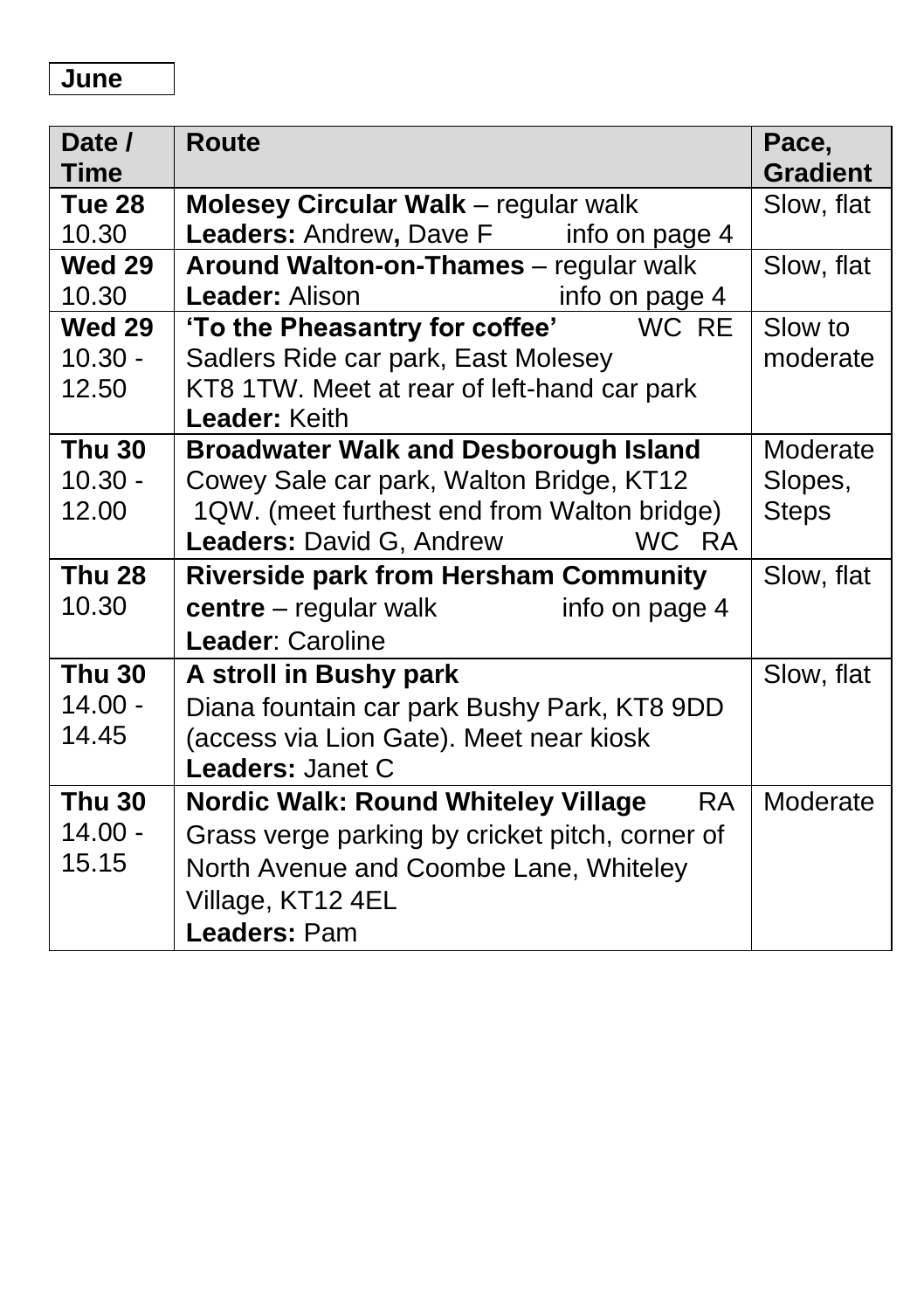**June**

| Date / Time | Route | Pace, Gradient |
|---|---|---|
| **Tue 28** 10.30 | **Molesey Circular Walk** – regular walk<br>**Leaders:** Andrew**,** Dave F info on page 4 | Slow, flat |
| **Wed 29** 10.30 | **Around Walton-on-Thames** – regular walk<br>**Leader:** Alison info on page 4 | Slow, flat |
| **Wed 29** 10.30 - 12.50 | **'To the Pheasantry for coffee'** WC RE<br>Sadlers Ride car park, East Molesey KT8 1TW. Meet at rear of left-hand car park<br>**Leader:** Keith | Slow to moderate |
| **Thu 30** 10.30 - 12.00 | **Broadwater Walk and Desborough Island**<br>Cowey Sale car park, Walton Bridge, KT12 1QW. (meet furthest end from Walton bridge)<br>**Leaders:** David G, Andrew WC RA | Moderate Slopes, Steps |
| **Thu 28** 10.30 | **Riverside park from Hersham Community centre** – regular walk info on page 4<br>**Leader**: Caroline | Slow, flat |
| **Thu 30** 14.00 - 14.45 | **A stroll in Bushy park**<br>Diana fountain car park Bushy Park, KT8 9DD (access via Lion Gate). Meet near kiosk<br>**Leaders:** Janet C | Slow, flat |
| **Thu 30** 14.00 - 15.15 | **Nordic Walk: Round Whiteley Village** RA<br>Grass verge parking by cricket pitch, corner of North Avenue and Coombe Lane, Whiteley Village, KT12 4EL<br>**Leaders:** Pam | Moderate |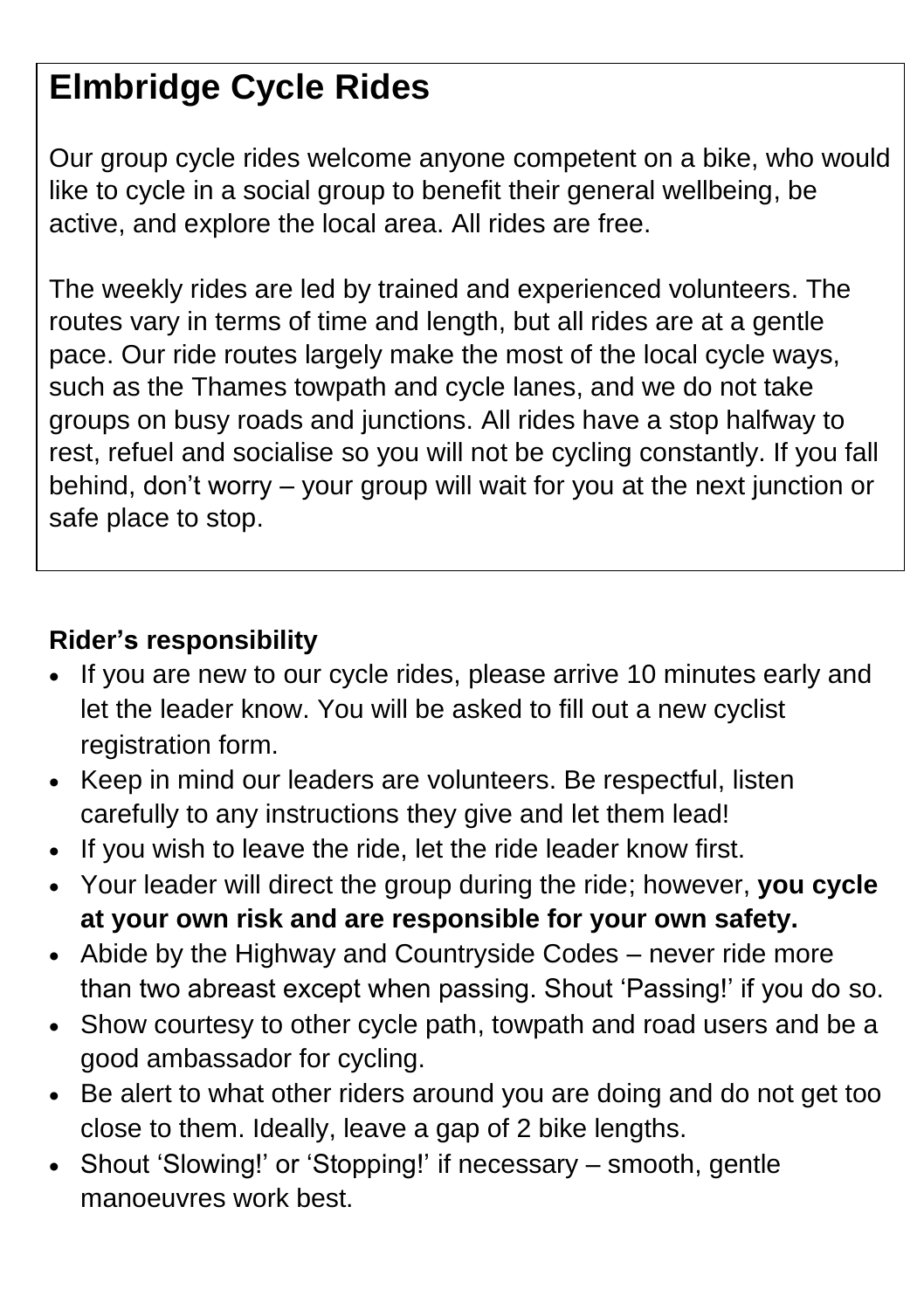# Elmbridge Cycle Rides

Our group cycle rides welcome anyone competent on a bike, who would like to cycle in a social group to benefit their general wellbeing, be active, and explore the local area. All rides are free.

The weekly rides are led by trained and experienced volunteers. The routes vary in terms of time and length, but all rides are at a gentle pace. Our ride routes largely make the most of the local cycle ways, such as the Thames towpath and cycle lanes, and we do not take groups on busy roads and junctions. All rides have a stop halfway to rest, refuel and socialise so you will not be cycling constantly. If you fall behind, don't worry – your group will wait for you at the next junction or safe place to stop.

### Rider's responsibility

- If you are new to our cycle rides, please arrive 10 minutes early and let the leader know. You will be asked to fill out a new cyclist registration form.
- Keep in mind our leaders are volunteers. Be respectful, listen carefully to any instructions they give and let them lead!
- If you wish to leave the ride, let the ride leader know first.
- Your leader will direct the group during the ride; however, **you cycle at your own risk and are responsible for your own safety.**
- Abide by the Highway and Countryside Codes – never ride more than two abreast except when passing. Shout 'Passing!' if you do so.
- Show courtesy to other cycle path, towpath and road users and be a good ambassador for cycling.
- Be alert to what other riders around you are doing and do not get too close to them. Ideally, leave a gap of 2 bike lengths.
- Shout 'Slowing!' or 'Stopping!' if necessary – smooth, gentle manoeuvres work best.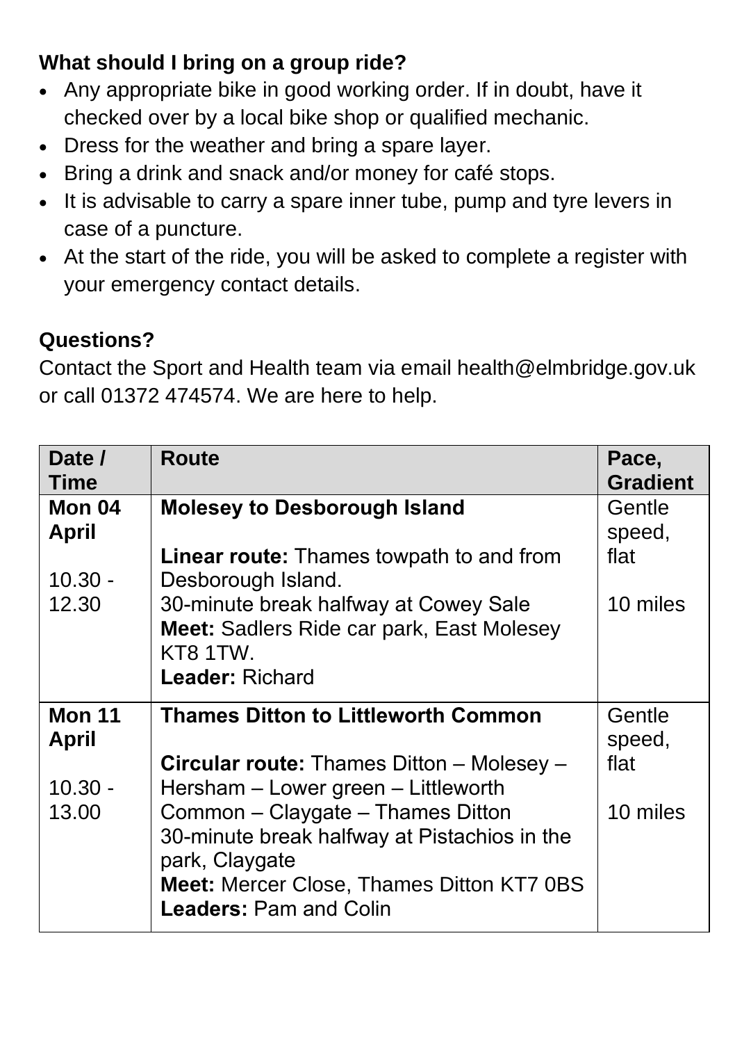**What should I bring on a group ride?**

- Any appropriate bike in good working order. If in doubt, have it checked over by a local bike shop or qualified mechanic.
- Dress for the weather and bring a spare layer.
- Bring a drink and snack and/or money for café stops.
- It is advisable to carry a spare inner tube, pump and tyre levers in case of a puncture.
- At the start of the ride, you will be asked to complete a register with your emergency contact details.

**Questions?**

Contact the Sport and Health team via email health@elmbridge.gov.uk or call 01372 474574. We are here to help.

| Date / Time | Route | Pace, Gradient |
|---|---|---|
| **Mon 04 April**<br><br>10.30 - 12.30 | **Molesey to Desborough Island**<br><br>**Linear route:** Thames towpath to and from Desborough Island.<br>30-minute break halfway at Cowey Sale<br>**Meet:** Sadlers Ride car park, East Molesey KT8 1TW.<br>**Leader:** Richard | Gentle speed, flat<br><br>10 miles |
| **Mon 11 April**<br><br>10.30 - 13.00 | **Thames Ditton to Littleworth Common**<br><br>**Circular route:** Thames Ditton – Molesey – Hersham – Lower green – Littleworth Common – Claygate – Thames Ditton<br>30-minute break halfway at Pistachios in the park, Claygate<br>**Meet:** Mercer Close, Thames Ditton KT7 0BS<br>**Leaders:** Pam and Colin | Gentle speed, flat<br><br>10 miles |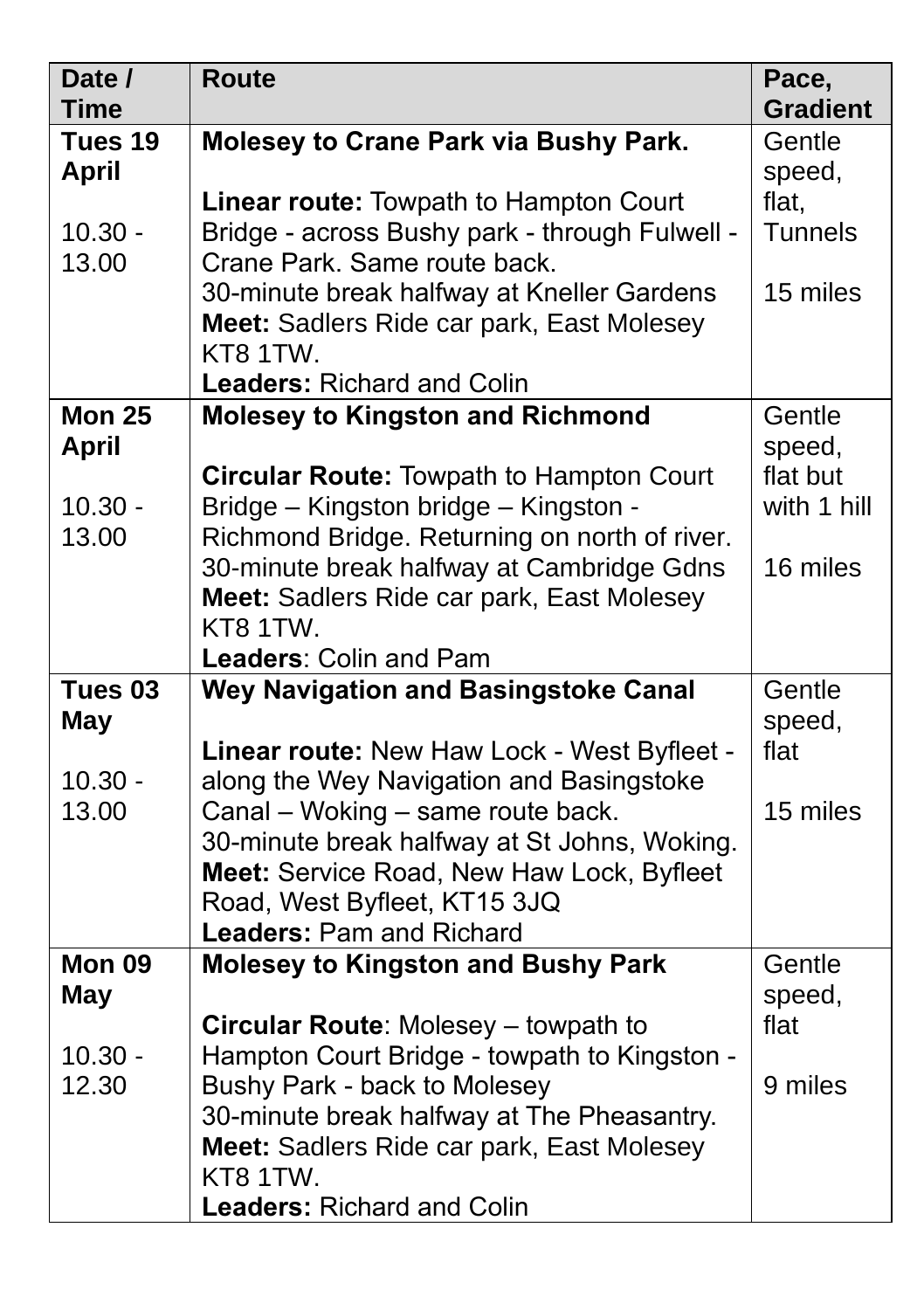| Date / Time | Route | Pace, Gradient |
|---|---|---|
| **Tues 19 April**<br><br>10.30 - 13.00 | **Molesey to Crane Park via Bushy Park.**<br><br>**Linear route:** Towpath to Hampton Court Bridge - across Bushy park - through Fulwell - Crane Park. Same route back.<br>30-minute break halfway at Kneller Gardens<br>**Meet:** Sadlers Ride car park, East Molesey KT8 1TW.<br>**Leaders:** Richard and Colin | Gentle speed, flat, Tunnels<br><br>15 miles |
| **Mon 25 April**<br><br>10.30 - 13.00 | **Molesey to Kingston and Richmond**<br><br>**Circular Route:** Towpath to Hampton Court Bridge – Kingston bridge – Kingston - Richmond Bridge. Returning on north of river.<br>30-minute break halfway at Cambridge Gdns<br>**Meet:** Sadlers Ride car park, East Molesey KT8 1TW.<br>**Leaders**: Colin and Pam | Gentle speed, flat but with 1 hill<br><br>16 miles |
| **Tues 03 May**<br><br>10.30 - 13.00 | **Wey Navigation and Basingstoke Canal**<br><br>**Linear route:** New Haw Lock - West Byfleet - along the Wey Navigation and Basingstoke Canal – Woking – same route back.<br>30-minute break halfway at St Johns, Woking.<br>**Meet:** Service Road, New Haw Lock, Byfleet Road, West Byfleet, KT15 3JQ<br>**Leaders:** Pam and Richard | Gentle speed, flat<br><br>15 miles |
| **Mon 09 May**<br><br>10.30 - 12.30 | **Molesey to Kingston and Bushy Park**<br><br>**Circular Route**: Molesey – towpath to Hampton Court Bridge - towpath to Kingston - Bushy Park - back to Molesey<br>30-minute break halfway at The Pheasantry.<br>**Meet:** Sadlers Ride car park, East Molesey KT8 1TW.<br>**Leaders:** Richard and Colin | Gentle speed, flat<br><br>9 miles |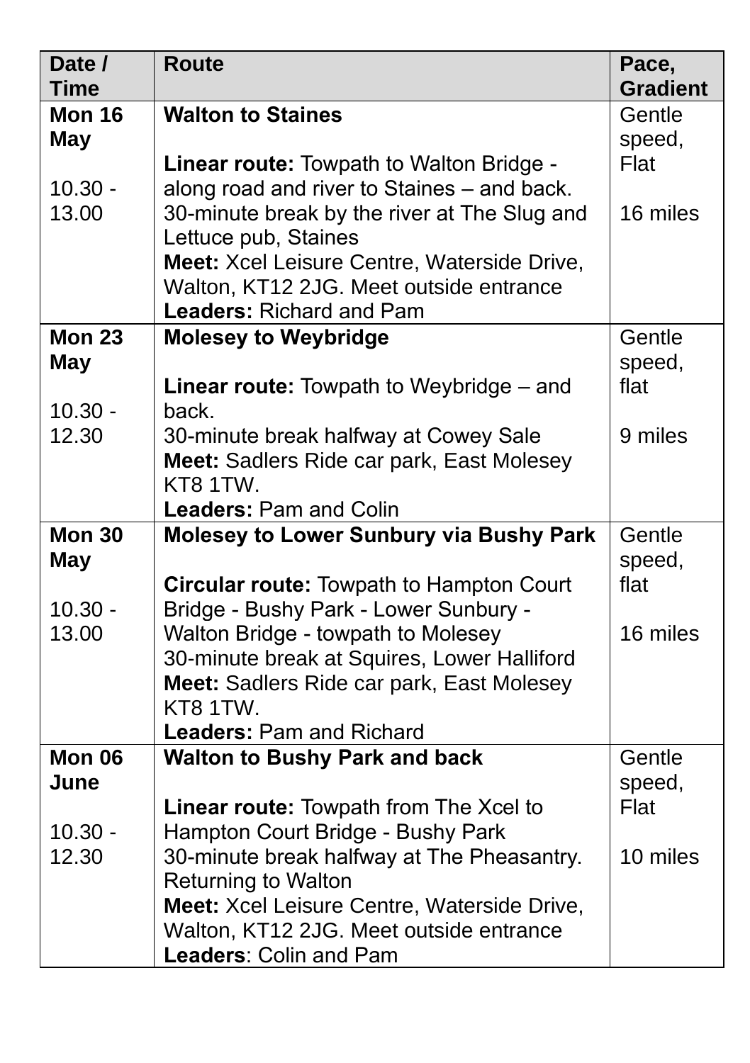| Date / Time | Route | Pace, Gradient |
|---|---|---|
| **Mon 16 May**<br><br>10.30 - 13.00 | **Walton to Staines**<br><br>**Linear route:** Towpath to Walton Bridge - along road and river to Staines – and back.<br>30-minute break by the river at The Slug and Lettuce pub, Staines<br>**Meet:** Xcel Leisure Centre, Waterside Drive, Walton, KT12 2JG. Meet outside entrance<br>**Leaders:** Richard and Pam | Gentle speed, Flat<br><br>16 miles |
| **Mon 23 May**<br><br>10.30 - 12.30 | **Molesey to Weybridge**<br><br>**Linear route:** Towpath to Weybridge – and back.<br>30-minute break halfway at Cowey Sale<br>**Meet:** Sadlers Ride car park, East Molesey KT8 1TW.<br>**Leaders:** Pam and Colin | Gentle speed, flat<br><br>9 miles |
| **Mon 30 May**<br><br>10.30 - 13.00 | **Molesey to Lower Sunbury via Bushy Park**<br><br>**Circular route:** Towpath to Hampton Court Bridge - Bushy Park - Lower Sunbury - Walton Bridge - towpath to Molesey<br>30-minute break at Squires, Lower Halliford<br>**Meet:** Sadlers Ride car park, East Molesey KT8 1TW.<br>**Leaders:** Pam and Richard | Gentle speed, flat<br><br>16 miles |
| **Mon 06 June**<br><br>10.30 - 12.30 | **Walton to Bushy Park and back**<br><br>**Linear route:** Towpath from The Xcel to Hampton Court Bridge - Bushy Park<br>30-minute break halfway at The Pheasantry. Returning to Walton<br>**Meet:** Xcel Leisure Centre, Waterside Drive, Walton, KT12 2JG. Meet outside entrance<br>**Leaders**: Colin and Pam | Gentle speed, Flat<br><br>10 miles |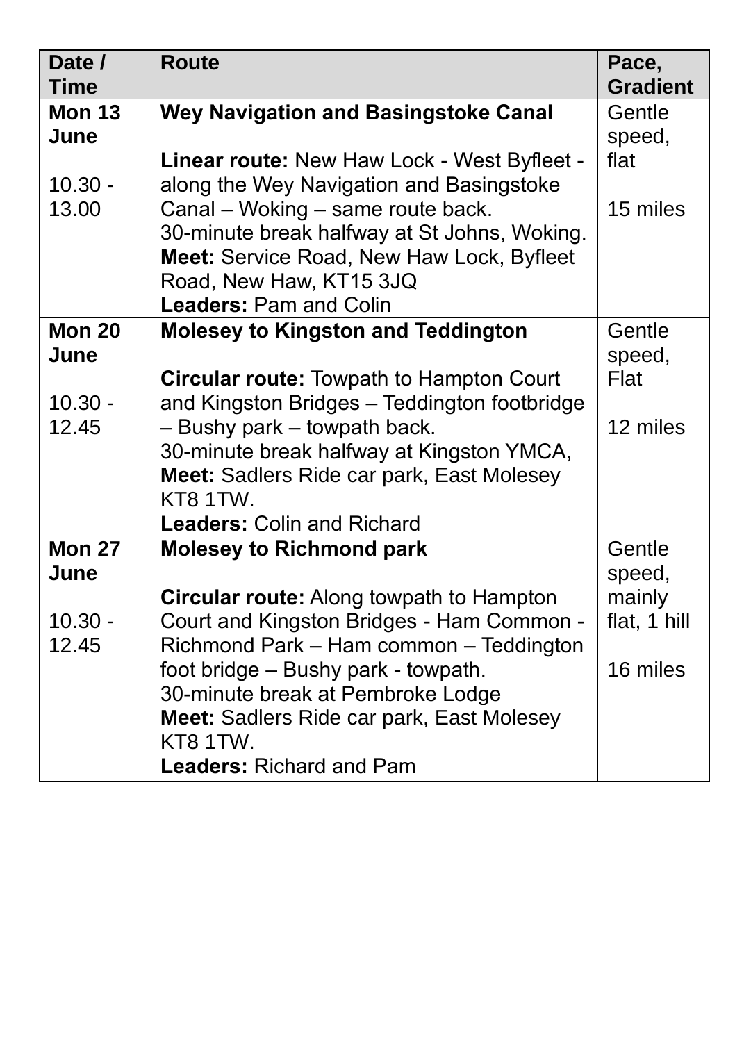| Date / Time | Route | Pace, Gradient |
|---|---|---|
| **Mon 13 June**<br><br>10.30 - 13.00 | **Wey Navigation and Basingstoke Canal**<br><br>**Linear route:** New Haw Lock - West Byfleet - along the Wey Navigation and Basingstoke Canal – Woking – same route back.<br>30-minute break halfway at St Johns, Woking.<br>**Meet:** Service Road, New Haw Lock, Byfleet Road, New Haw, KT15 3JQ<br>**Leaders:** Pam and Colin | Gentle speed, flat<br><br>15 miles |
| **Mon 20 June**<br><br>10.30 - 12.45 | **Molesey to Kingston and Teddington**<br><br>**Circular route:** Towpath to Hampton Court and Kingston Bridges – Teddington footbridge – Bushy park – towpath back.<br>30-minute break halfway at Kingston YMCA,<br>**Meet:** Sadlers Ride car park, East Molesey KT8 1TW.<br>**Leaders:** Colin and Richard | Gentle speed, Flat<br><br>12 miles |
| **Mon 27 June**<br><br>10.30 - 12.45 | **Molesey to Richmond park**<br><br>**Circular route:** Along towpath to Hampton Court and Kingston Bridges - Ham Common - Richmond Park – Ham common – Teddington foot bridge – Bushy park - towpath.<br>30-minute break at Pembroke Lodge<br>**Meet:** Sadlers Ride car park, East Molesey KT8 1TW.<br>**Leaders:** Richard and Pam | Gentle speed, mainly flat, 1 hill<br><br>16 miles |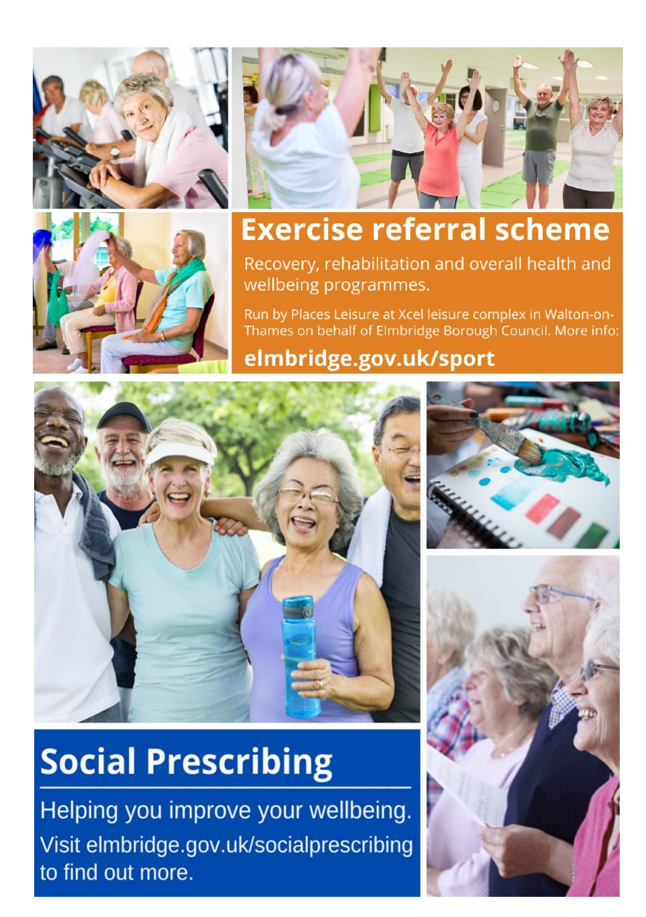## Exercise referral scheme

Recovery, rehabilitation and overall health and wellbeing programmes.

Run by Places Leisure at Xcel leisure complex in Walton-on-Thames on behalf of Elmbridge Borough Council. More info:

**elmbridge.gov.uk/sport**

## Social Prescribing

Helping you improve your wellbeing.

Visit elmbridge.gov.uk/socialprescribing to find out more.